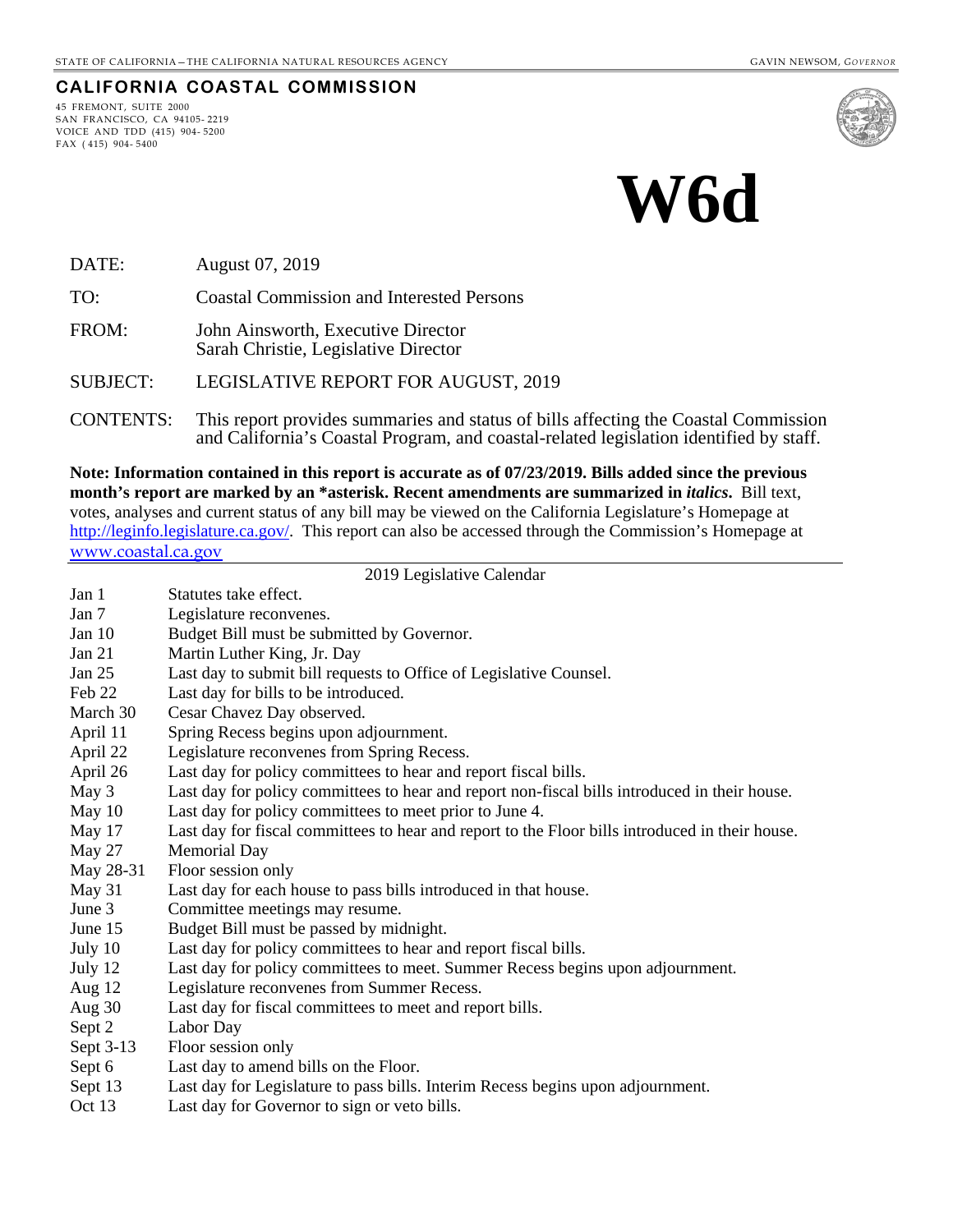STATE OF CALIFORNIA – THE CALIFORNIA NATURAL RESOURCES AGENCY GAVIN NEWSOM, *GOVERNOR*

**CALIFORNIA COASTAL COMMISSION**

45 FREMONT, SUITE 2000
SAN FRANCISCO, CA 94105-2219
VOICE AND TDD (415) 904-5200
FAX (415) 904-5400

# W6d

| | |
|---|---|
| DATE: | August 07, 2019 |
| TO: | Coastal Commission and Interested Persons |
| FROM: | John Ainsworth, Executive Director<br>Sarah Christie, Legislative Director |
| SUBJECT: | LEGISLATIVE REPORT FOR AUGUST, 2019 |
| CONTENTS: | This report provides summaries and status of bills affecting the Coastal Commission and California's Coastal Program, and coastal-related legislation identified by staff. |

**Note: Information contained in this report is accurate as of 07/23/2019. Bills added since the previous month's report are marked by an *asterisk. Recent amendments are summarized in *italics*.** Bill text, votes, analyses and current status of any bill may be viewed on the California Legislature's Homepage at http://leginfo.legislature.ca.gov/. This report can also be accessed through the Commission's Homepage at www.coastal.ca.gov

2019 Legislative Calendar

| | |
|---|---|
| Jan 1 | Statutes take effect. |
| Jan 7 | Legislature reconvenes. |
| Jan 10 | Budget Bill must be submitted by Governor. |
| Jan 21 | Martin Luther King, Jr. Day |
| Jan 25 | Last day to submit bill requests to Office of Legislative Counsel. |
| Feb 22 | Last day for bills to be introduced. |
| March 30 | Cesar Chavez Day observed. |
| April 11 | Spring Recess begins upon adjournment. |
| April 22 | Legislature reconvenes from Spring Recess. |
| April 26 | Last day for policy committees to hear and report fiscal bills. |
| May 3 | Last day for policy committees to hear and report non-fiscal bills introduced in their house. |
| May 10 | Last day for policy committees to meet prior to June 4. |
| May 17 | Last day for fiscal committees to hear and report to the Floor bills introduced in their house. |
| May 27 | Memorial Day |
| May 28-31 | Floor session only |
| May 31 | Last day for each house to pass bills introduced in that house. |
| June 3 | Committee meetings may resume. |
| June 15 | Budget Bill must be passed by midnight. |
| July 10 | Last day for policy committees to hear and report fiscal bills. |
| July 12 | Last day for policy committees to meet. Summer Recess begins upon adjournment. |
| Aug 12 | Legislature reconvenes from Summer Recess. |
| Aug 30 | Last day for fiscal committees to meet and report bills. |
| Sept 2 | Labor Day |
| Sept 3-13 | Floor session only |
| Sept 6 | Last day to amend bills on the Floor. |
| Sept 13 | Last day for Legislature to pass bills. Interim Recess begins upon adjournment. |
| Oct 13 | Last day for Governor to sign or veto bills. |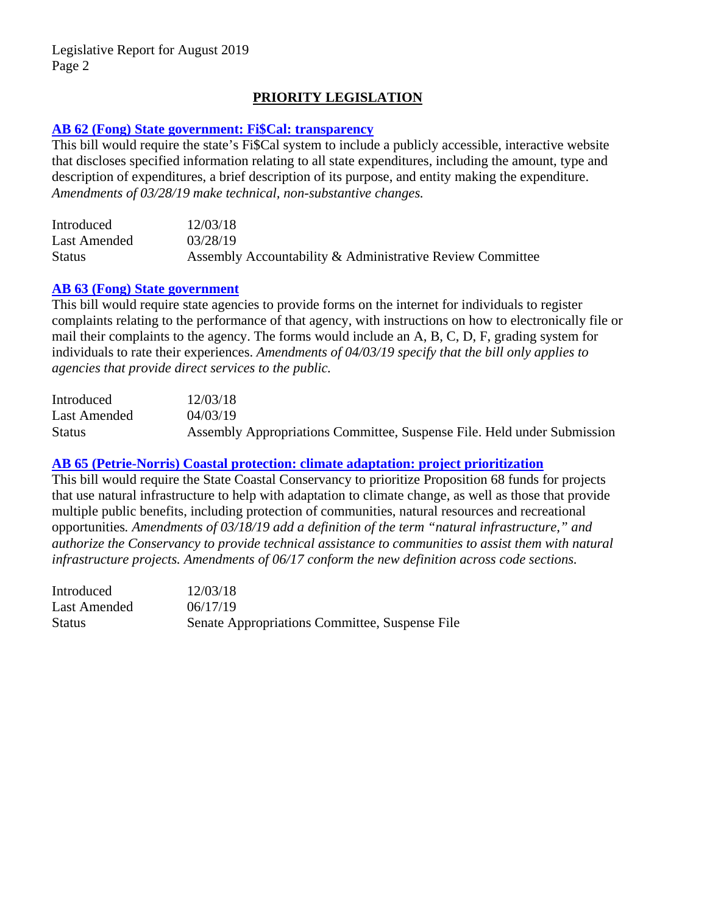## PRIORITY LEGISLATION

### AB 62 (Fong) State government: Fi$Cal: transparency

This bill would require the state's Fi$Cal system to include a publicly accessible, interactive website that discloses specified information relating to all state expenditures, including the amount, type and description of expenditures, a brief description of its purpose, and entity making the expenditure. *Amendments of 03/28/19 make technical, non-substantive changes.*

| | |
|---|---|
| Introduced | 12/03/18 |
| Last Amended | 03/28/19 |
| Status | Assembly Accountability & Administrative Review Committee |

### AB 63 (Fong) State government

This bill would require state agencies to provide forms on the internet for individuals to register complaints relating to the performance of that agency, with instructions on how to electronically file or mail their complaints to the agency. The forms would include an A, B, C, D, F, grading system for individuals to rate their experiences. *Amendments of 04/03/19 specify that the bill only applies to agencies that provide direct services to the public.*

| | |
|---|---|
| Introduced | 12/03/18 |
| Last Amended | 04/03/19 |
| Status | Assembly Appropriations Committee, Suspense File. Held under Submission |

### AB 65 (Petrie-Norris) Coastal protection: climate adaptation: project prioritization

This bill would require the State Coastal Conservancy to prioritize Proposition 68 funds for projects that use natural infrastructure to help with adaptation to climate change, as well as those that provide multiple public benefits, including protection of communities, natural resources and recreational opportunities. *Amendments of 03/18/19 add a definition of the term "natural infrastructure," and authorize the Conservancy to provide technical assistance to communities to assist them with natural infrastructure projects. Amendments of 06/17 conform the new definition across code sections.*

| | |
|---|---|
| Introduced | 12/03/18 |
| Last Amended | 06/17/19 |
| Status | Senate Appropriations Committee, Suspense File |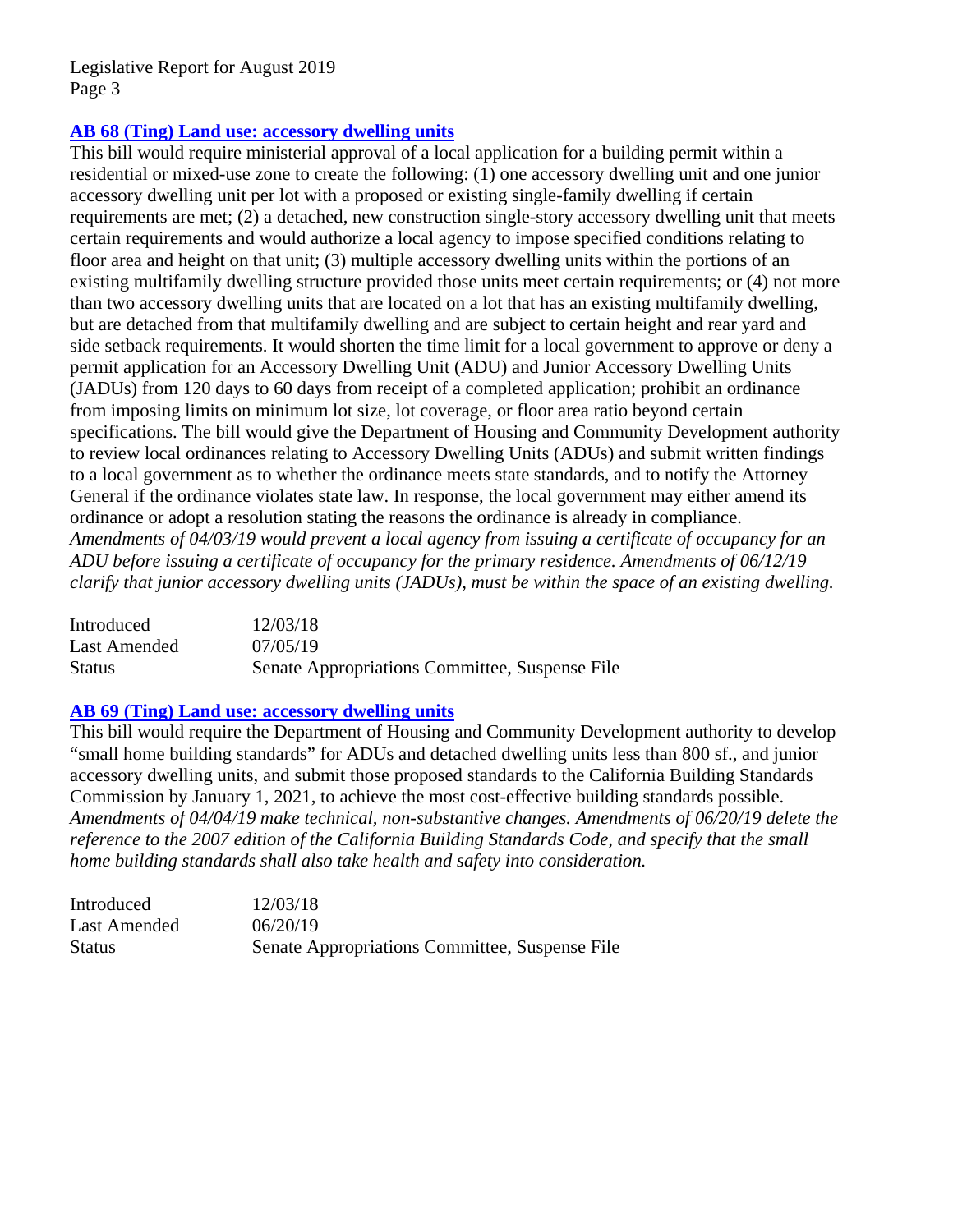### AB 68 (Ting) Land use: accessory dwelling units

This bill would require ministerial approval of a local application for a building permit within a residential or mixed-use zone to create the following: (1) one accessory dwelling unit and one junior accessory dwelling unit per lot with a proposed or existing single-family dwelling if certain requirements are met; (2) a detached, new construction single-story accessory dwelling unit that meets certain requirements and would authorize a local agency to impose specified conditions relating to floor area and height on that unit; (3) multiple accessory dwelling units within the portions of an existing multifamily dwelling structure provided those units meet certain requirements; or (4) not more than two accessory dwelling units that are located on a lot that has an existing multifamily dwelling, but are detached from that multifamily dwelling and are subject to certain height and rear yard and side setback requirements. It would shorten the time limit for a local government to approve or deny a permit application for an Accessory Dwelling Unit (ADU) and Junior Accessory Dwelling Units (JADUs) from 120 days to 60 days from receipt of a completed application; prohibit an ordinance from imposing limits on minimum lot size, lot coverage, or floor area ratio beyond certain specifications. The bill would give the Department of Housing and Community Development authority to review local ordinances relating to Accessory Dwelling Units (ADUs) and submit written findings to a local government as to whether the ordinance meets state standards, and to notify the Attorney General if the ordinance violates state law. In response, the local government may either amend its ordinance or adopt a resolution stating the reasons the ordinance is already in compliance. *Amendments of 04/03/19 would prevent a local agency from issuing a certificate of occupancy for an ADU before issuing a certificate of occupancy for the primary residence. Amendments of 06/12/19 clarify that junior accessory dwelling units (JADUs), must be within the space of an existing dwelling.*

| | |
|---|---|
| Introduced | 12/03/18 |
| Last Amended | 07/05/19 |
| Status | Senate Appropriations Committee, Suspense File |

### AB 69 (Ting) Land use: accessory dwelling units

This bill would require the Department of Housing and Community Development authority to develop "small home building standards" for ADUs and detached dwelling units less than 800 sf., and junior accessory dwelling units, and submit those proposed standards to the California Building Standards Commission by January 1, 2021, to achieve the most cost-effective building standards possible. *Amendments of 04/04/19 make technical, non-substantive changes. Amendments of 06/20/19 delete the reference to the 2007 edition of the California Building Standards Code, and specify that the small home building standards shall also take health and safety into consideration.*

| | |
|---|---|
| Introduced | 12/03/18 |
| Last Amended | 06/20/19 |
| Status | Senate Appropriations Committee, Suspense File |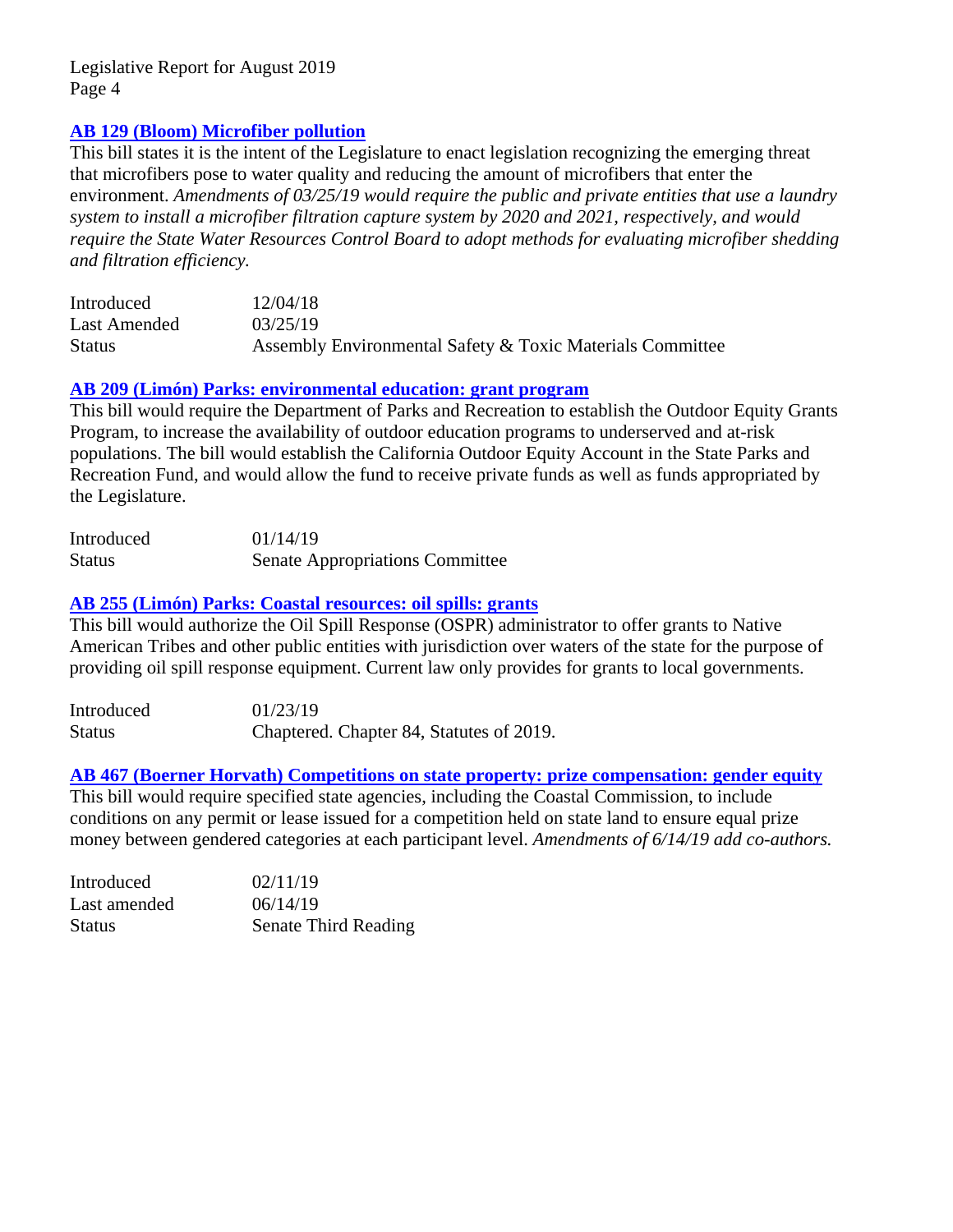### [AB 129 (Bloom) Microfiber pollution]

This bill states it is the intent of the Legislature to enact legislation recognizing the emerging threat that microfibers pose to water quality and reducing the amount of microfibers that enter the environment. *Amendments of 03/25/19 would require the public and private entities that use a laundry system to install a microfiber filtration capture system by 2020 and 2021, respectively, and would require the State Water Resources Control Board to adopt methods for evaluating microfiber shedding and filtration efficiency.*

| | |
|---|---|
| Introduced | 12/04/18 |
| Last Amended | 03/25/19 |
| Status | Assembly Environmental Safety & Toxic Materials Committee |

### [AB 209 (Limón) Parks: environmental education: grant program]

This bill would require the Department of Parks and Recreation to establish the Outdoor Equity Grants Program, to increase the availability of outdoor education programs to underserved and at-risk populations. The bill would establish the California Outdoor Equity Account in the State Parks and Recreation Fund, and would allow the fund to receive private funds as well as funds appropriated by the Legislature.

| | |
|---|---|
| Introduced | 01/14/19 |
| Status | Senate Appropriations Committee |

### [AB 255 (Limón) Parks: Coastal resources: oil spills: grants]

This bill would authorize the Oil Spill Response (OSPR) administrator to offer grants to Native American Tribes and other public entities with jurisdiction over waters of the state for the purpose of providing oil spill response equipment. Current law only provides for grants to local governments.

| | |
|---|---|
| Introduced | 01/23/19 |
| Status | Chaptered. Chapter 84, Statutes of 2019. |

### [AB 467 (Boerner Horvath) Competitions on state property: prize compensation: gender equity]

This bill would require specified state agencies, including the Coastal Commission, to include conditions on any permit or lease issued for a competition held on state land to ensure equal prize money between gendered categories at each participant level. *Amendments of 6/14/19 add co-authors.*

| | |
|---|---|
| Introduced | 02/11/19 |
| Last amended | 06/14/19 |
| Status | Senate Third Reading |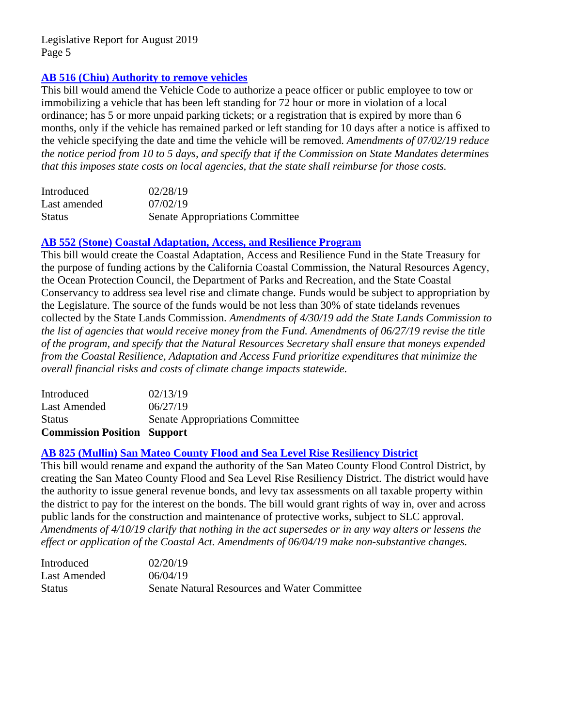### AB 516 (Chiu) Authority to remove vehicles

This bill would amend the Vehicle Code to authorize a peace officer or public employee to tow or immobilizing a vehicle that has been left standing for 72 hour or more in violation of a local ordinance; has 5 or more unpaid parking tickets; or a registration that is expired by more than 6 months, only if the vehicle has remained parked or left standing for 10 days after a notice is affixed to the vehicle specifying the date and time the vehicle will be removed. *Amendments of 07/02/19 reduce the notice period from 10 to 5 days, and specify that if the Commission on State Mandates determines that this imposes state costs on local agencies, that the state shall reimburse for those costs.*

| | |
|---|---|
| Introduced | 02/28/19 |
| Last amended | 07/02/19 |
| Status | Senate Appropriations Committee |

### AB 552 (Stone) Coastal Adaptation, Access, and Resilience Program

This bill would create the Coastal Adaptation, Access and Resilience Fund in the State Treasury for the purpose of funding actions by the California Coastal Commission, the Natural Resources Agency, the Ocean Protection Council, the Department of Parks and Recreation, and the State Coastal Conservancy to address sea level rise and climate change. Funds would be subject to appropriation by the Legislature. The source of the funds would be not less than 30% of state tidelands revenues collected by the State Lands Commission. *Amendments of 4/30/19 add the State Lands Commission to the list of agencies that would receive money from the Fund. Amendments of 06/27/19 revise the title of the program, and specify that the Natural Resources Secretary shall ensure that moneys expended from the Coastal Resilience, Adaptation and Access Fund prioritize expenditures that minimize the overall financial risks and costs of climate change impacts statewide.*

| | |
|---|---|
| Introduced | 02/13/19 |
| Last Amended | 06/27/19 |
| Status | Senate Appropriations Committee |
| **Commission Position** | **Support** |

### AB 825 (Mullin) San Mateo County Flood and Sea Level Rise Resiliency District

This bill would rename and expand the authority of the San Mateo County Flood Control District, by creating the San Mateo County Flood and Sea Level Rise Resiliency District. The district would have the authority to issue general revenue bonds, and levy tax assessments on all taxable property within the district to pay for the interest on the bonds. The bill would grant rights of way in, over and across public lands for the construction and maintenance of protective works, subject to SLC approval. *Amendments of 4/10/19 clarify that nothing in the act supersedes or in any way alters or lessens the effect or application of the Coastal Act. Amendments of 06/04/19 make non-substantive changes.*

| | |
|---|---|
| Introduced | 02/20/19 |
| Last Amended | 06/04/19 |
| Status | Senate Natural Resources and Water Committee |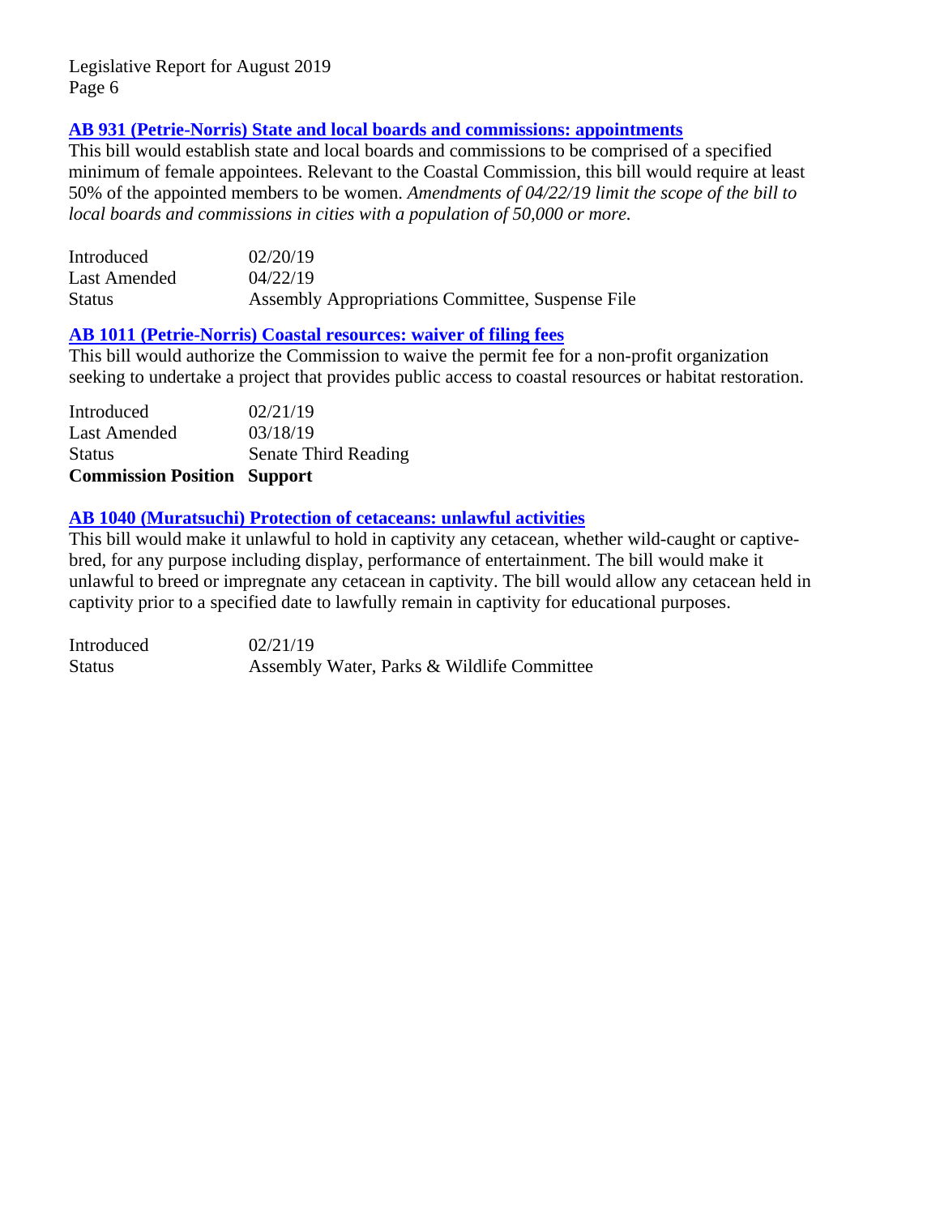### AB 931 (Petrie-Norris) State and local boards and commissions: appointments

This bill would establish state and local boards and commissions to be comprised of a specified minimum of female appointees. Relevant to the Coastal Commission, this bill would require at least 50% of the appointed members to be women. *Amendments of 04/22/19 limit the scope of the bill to local boards and commissions in cities with a population of 50,000 or more.*

| | |
|---|---|
| Introduced | 02/20/19 |
| Last Amended | 04/22/19 |
| Status | Assembly Appropriations Committee, Suspense File |

### AB 1011 (Petrie-Norris) Coastal resources: waiver of filing fees

This bill would authorize the Commission to waive the permit fee for a non-profit organization seeking to undertake a project that provides public access to coastal resources or habitat restoration.

| | |
|---|---|
| Introduced | 02/21/19 |
| Last Amended | 03/18/19 |
| Status | Senate Third Reading |
| **Commission Position** | **Support** |

### AB 1040 (Muratsuchi) Protection of cetaceans: unlawful activities

This bill would make it unlawful to hold in captivity any cetacean, whether wild-caught or captive-bred, for any purpose including display, performance of entertainment. The bill would make it unlawful to breed or impregnate any cetacean in captivity. The bill would allow any cetacean held in captivity prior to a specified date to lawfully remain in captivity for educational purposes.

| | |
|---|---|
| Introduced | 02/21/19 |
| Status | Assembly Water, Parks & Wildlife Committee |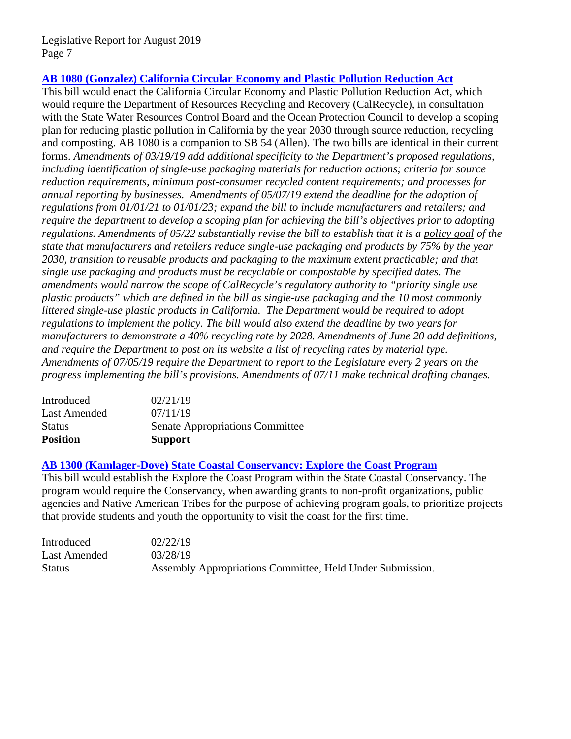### [AB 1080 (Gonzalez) California Circular Economy and Plastic Pollution Reduction Act]

This bill would enact the California Circular Economy and Plastic Pollution Reduction Act, which would require the Department of Resources Recycling and Recovery (CalRecycle), in consultation with the State Water Resources Control Board and the Ocean Protection Council to develop a scoping plan for reducing plastic pollution in California by the year 2030 through source reduction, recycling and composting. AB 1080 is a companion to SB 54 (Allen). The two bills are identical in their current forms. *Amendments of 03/19/19 add additional specificity to the Department's proposed regulations, including identification of single-use packaging materials for reduction actions; criteria for source reduction requirements, minimum post-consumer recycled content requirements; and processes for annual reporting by businesses. Amendments of 05/07/19 extend the deadline for the adoption of regulations from 01/01/21 to 01/01/23; expand the bill to include manufacturers and retailers; and require the department to develop a scoping plan for achieving the bill's objectives prior to adopting regulations. Amendments of 05/22 substantially revise the bill to establish that it is a <u>policy goal</u> of the state that manufacturers and retailers reduce single-use packaging and products by 75% by the year 2030, transition to reusable products and packaging to the maximum extent practicable; and that single use packaging and products must be recyclable or compostable by specified dates. The amendments would narrow the scope of CalRecycle's regulatory authority to "priority single use plastic products" which are defined in the bill as single-use packaging and the 10 most commonly littered single-use plastic products in California. The Department would be required to adopt regulations to implement the policy. The bill would also extend the deadline by two years for manufacturers to demonstrate a 40% recycling rate by 2028. Amendments of June 20 add definitions, and require the Department to post on its website a list of recycling rates by material type. Amendments of 07/05/19 require the Department to report to the Legislature every 2 years on the progress implementing the bill's provisions. Amendments of 07/11 make technical drafting changes.*

| | |
|---|---|
| Introduced | 02/21/19 |
| Last Amended | 07/11/19 |
| Status | Senate Appropriations Committee |
| **Position** | **Support** |

### [AB 1300 (Kamlager-Dove) State Coastal Conservancy: Explore the Coast Program]

This bill would establish the Explore the Coast Program within the State Coastal Conservancy. The program would require the Conservancy, when awarding grants to non-profit organizations, public agencies and Native American Tribes for the purpose of achieving program goals, to prioritize projects that provide students and youth the opportunity to visit the coast for the first time.

| | |
|---|---|
| Introduced | 02/22/19 |
| Last Amended | 03/28/19 |
| Status | Assembly Appropriations Committee, Held Under Submission. |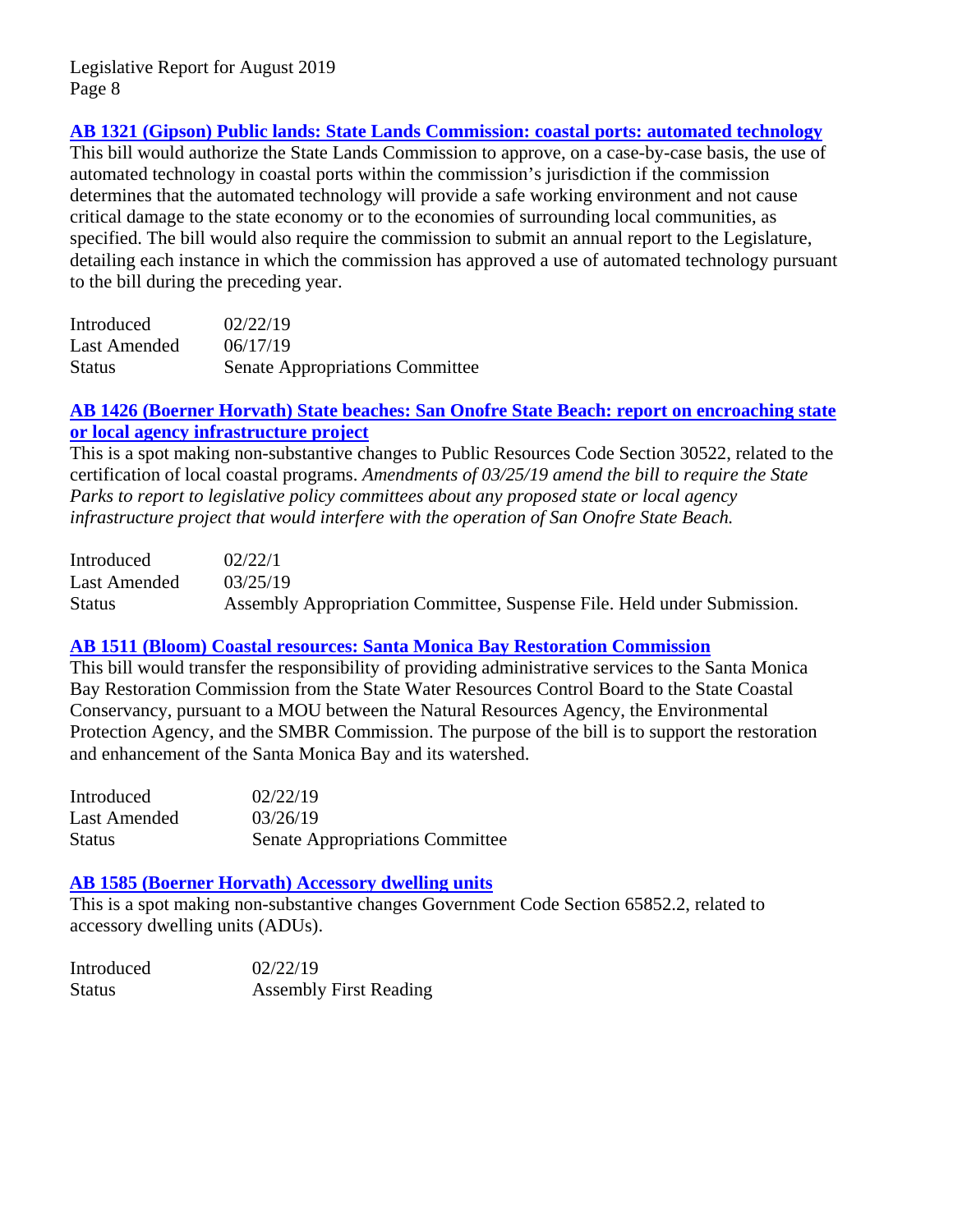**AB 1321 (Gipson) Public lands: State Lands Commission: coastal ports: automated technology**

This bill would authorize the State Lands Commission to approve, on a case-by-case basis, the use of automated technology in coastal ports within the commission's jurisdiction if the commission determines that the automated technology will provide a safe working environment and not cause critical damage to the state economy or to the economies of surrounding local communities, as specified. The bill would also require the commission to submit an annual report to the Legislature, detailing each instance in which the commission has approved a use of automated technology pursuant to the bill during the preceding year.

| | |
|---|---|
| Introduced | 02/22/19 |
| Last Amended | 06/17/19 |
| Status | Senate Appropriations Committee |

**AB 1426 (Boerner Horvath) State beaches: San Onofre State Beach: report on encroaching state or local agency infrastructure project**

This is a spot making non-substantive changes to Public Resources Code Section 30522, related to the certification of local coastal programs. *Amendments of 03/25/19 amend the bill to require the State Parks to report to legislative policy committees about any proposed state or local agency infrastructure project that would interfere with the operation of San Onofre State Beach.*

| | |
|---|---|
| Introduced | 02/22/1 |
| Last Amended | 03/25/19 |
| Status | Assembly Appropriation Committee, Suspense File. Held under Submission. |

**AB 1511 (Bloom) Coastal resources: Santa Monica Bay Restoration Commission**

This bill would transfer the responsibility of providing administrative services to the Santa Monica Bay Restoration Commission from the State Water Resources Control Board to the State Coastal Conservancy, pursuant to a MOU between the Natural Resources Agency, the Environmental Protection Agency, and the SMBR Commission. The purpose of the bill is to support the restoration and enhancement of the Santa Monica Bay and its watershed.

| | |
|---|---|
| Introduced | 02/22/19 |
| Last Amended | 03/26/19 |
| Status | Senate Appropriations Committee |

**AB 1585 (Boerner Horvath) Accessory dwelling units**

This is a spot making non-substantive changes Government Code Section 65852.2, related to accessory dwelling units (ADUs).

| | |
|---|---|
| Introduced | 02/22/19 |
| Status | Assembly First Reading |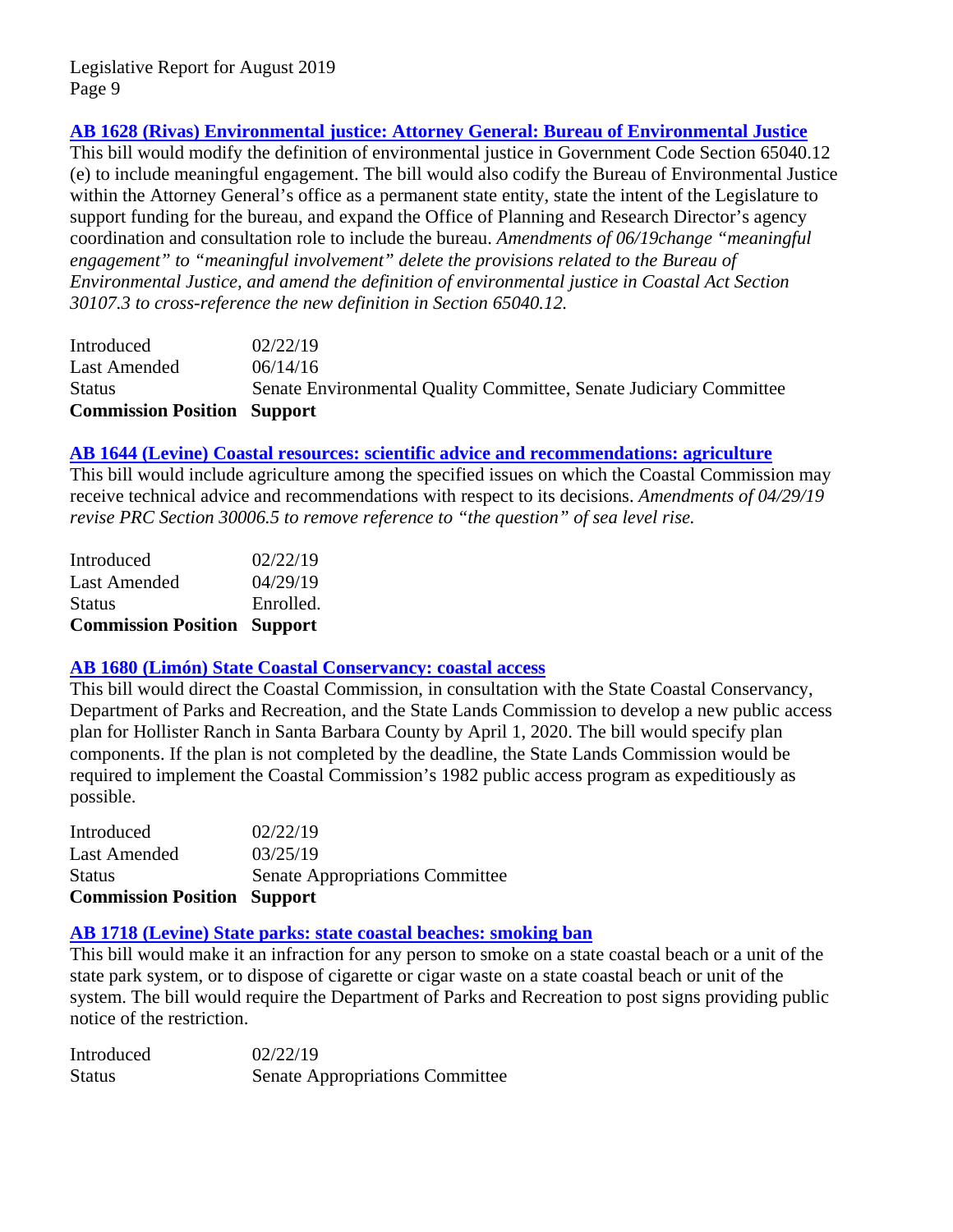### AB 1628 (Rivas) Environmental justice: Attorney General: Bureau of Environmental Justice

This bill would modify the definition of environmental justice in Government Code Section 65040.12 (e) to include meaningful engagement. The bill would also codify the Bureau of Environmental Justice within the Attorney General's office as a permanent state entity, state the intent of the Legislature to support funding for the bureau, and expand the Office of Planning and Research Director's agency coordination and consultation role to include the bureau. *Amendments of 06/19change "meaningful engagement" to "meaningful involvement" delete the provisions related to the Bureau of Environmental Justice, and amend the definition of environmental justice in Coastal Act Section 30107.3 to cross-reference the new definition in Section 65040.12.*

| | |
|---|---|
| Introduced | 02/22/19 |
| Last Amended | 06/14/16 |
| Status | Senate Environmental Quality Committee, Senate Judiciary Committee |
| **Commission Position** | **Support** |

### AB 1644 (Levine) Coastal resources: scientific advice and recommendations: agriculture

This bill would include agriculture among the specified issues on which the Coastal Commission may receive technical advice and recommendations with respect to its decisions. *Amendments of 04/29/19 revise PRC Section 30006.5 to remove reference to "the question" of sea level rise.*

| | |
|---|---|
| Introduced | 02/22/19 |
| Last Amended | 04/29/19 |
| Status | Enrolled. |
| **Commission Position** | **Support** |

### AB 1680 (Limón) State Coastal Conservancy: coastal access

This bill would direct the Coastal Commission, in consultation with the State Coastal Conservancy, Department of Parks and Recreation, and the State Lands Commission to develop a new public access plan for Hollister Ranch in Santa Barbara County by April 1, 2020. The bill would specify plan components. If the plan is not completed by the deadline, the State Lands Commission would be required to implement the Coastal Commission's 1982 public access program as expeditiously as possible.

| | |
|---|---|
| Introduced | 02/22/19 |
| Last Amended | 03/25/19 |
| Status | Senate Appropriations Committee |
| **Commission Position** | **Support** |

### AB 1718 (Levine) State parks: state coastal beaches: smoking ban

This bill would make it an infraction for any person to smoke on a state coastal beach or a unit of the state park system, or to dispose of cigarette or cigar waste on a state coastal beach or unit of the system. The bill would require the Department of Parks and Recreation to post signs providing public notice of the restriction.

| | |
|---|---|
| Introduced | 02/22/19 |
| Status | Senate Appropriations Committee |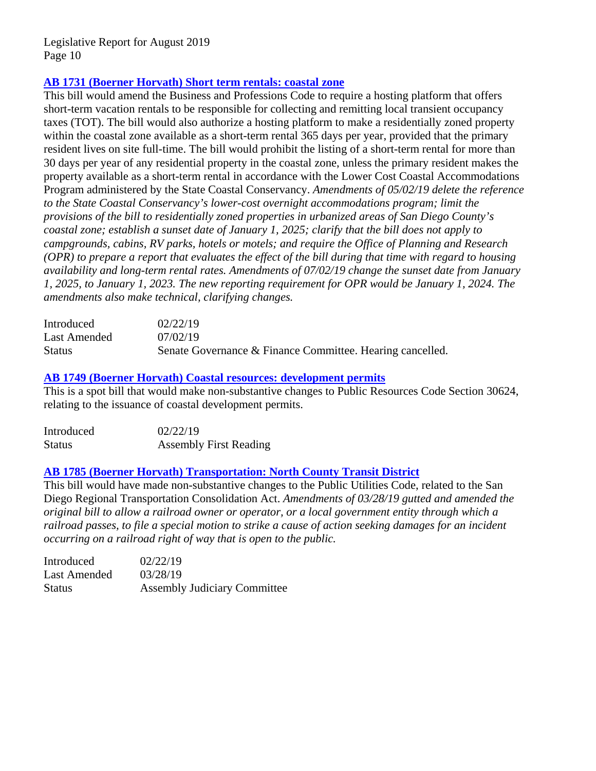### [AB 1731 (Boerner Horvath) Short term rentals: coastal zone]

This bill would amend the Business and Professions Code to require a hosting platform that offers short-term vacation rentals to be responsible for collecting and remitting local transient occupancy taxes (TOT). The bill would also authorize a hosting platform to make a residentially zoned property within the coastal zone available as a short-term rental 365 days per year, provided that the primary resident lives on site full-time. The bill would prohibit the listing of a short-term rental for more than 30 days per year of any residential property in the coastal zone, unless the primary resident makes the property available as a short-term rental in accordance with the Lower Cost Coastal Accommodations Program administered by the State Coastal Conservancy. *Amendments of 05/02/19 delete the reference to the State Coastal Conservancy's lower-cost overnight accommodations program; limit the provisions of the bill to residentially zoned properties in urbanized areas of San Diego County's coastal zone; establish a sunset date of January 1, 2025; clarify that the bill does not apply to campgrounds, cabins, RV parks, hotels or motels; and require the Office of Planning and Research (OPR) to prepare a report that evaluates the effect of the bill during that time with regard to housing availability and long-term rental rates. Amendments of 07/02/19 change the sunset date from January 1, 2025, to January 1, 2023. The new reporting requirement for OPR would be January 1, 2024. The amendments also make technical, clarifying changes.*

| | |
|---|---|
| Introduced | 02/22/19 |
| Last Amended | 07/02/19 |
| Status | Senate Governance & Finance Committee. Hearing cancelled. |

### [AB 1749 (Boerner Horvath) Coastal resources: development permits]

This is a spot bill that would make non-substantive changes to Public Resources Code Section 30624, relating to the issuance of coastal development permits.

| | |
|---|---|
| Introduced | 02/22/19 |
| Status | Assembly First Reading |

### [AB 1785 (Boerner Horvath) Transportation: North County Transit District]

This bill would have made non-substantive changes to the Public Utilities Code, related to the San Diego Regional Transportation Consolidation Act. *Amendments of 03/28/19 gutted and amended the original bill to allow a railroad owner or operator, or a local government entity through which a railroad passes, to file a special motion to strike a cause of action seeking damages for an incident occurring on a railroad right of way that is open to the public.*

| | |
|---|---|
| Introduced | 02/22/19 |
| Last Amended | 03/28/19 |
| Status | Assembly Judiciary Committee |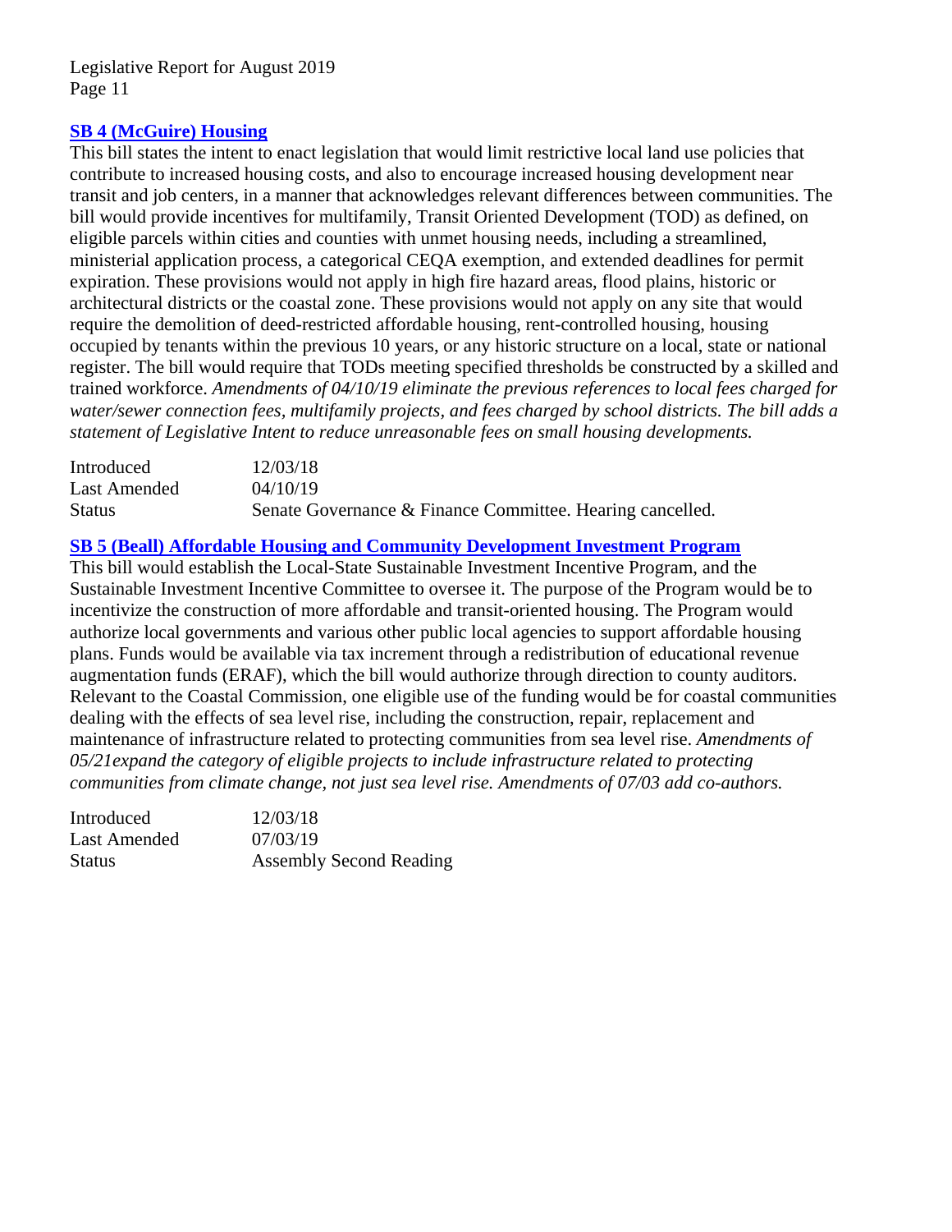### [SB 4 (McGuire) Housing]

This bill states the intent to enact legislation that would limit restrictive local land use policies that contribute to increased housing costs, and also to encourage increased housing development near transit and job centers, in a manner that acknowledges relevant differences between communities. The bill would provide incentives for multifamily, Transit Oriented Development (TOD) as defined, on eligible parcels within cities and counties with unmet housing needs, including a streamlined, ministerial application process, a categorical CEQA exemption, and extended deadlines for permit expiration. These provisions would not apply in high fire hazard areas, flood plains, historic or architectural districts or the coastal zone. These provisions would not apply on any site that would require the demolition of deed-restricted affordable housing, rent-controlled housing, housing occupied by tenants within the previous 10 years, or any historic structure on a local, state or national register. The bill would require that TODs meeting specified thresholds be constructed by a skilled and trained workforce. *Amendments of 04/10/19 eliminate the previous references to local fees charged for water/sewer connection fees, multifamily projects, and fees charged by school districts. The bill adds a statement of Legislative Intent to reduce unreasonable fees on small housing developments.*

| | |
|---|---|
| Introduced | 12/03/18 |
| Last Amended | 04/10/19 |
| Status | Senate Governance & Finance Committee. Hearing cancelled. |

### [SB 5 (Beall) Affordable Housing and Community Development Investment Program]

This bill would establish the Local-State Sustainable Investment Incentive Program, and the Sustainable Investment Incentive Committee to oversee it. The purpose of the Program would be to incentivize the construction of more affordable and transit-oriented housing. The Program would authorize local governments and various other public local agencies to support affordable housing plans. Funds would be available via tax increment through a redistribution of educational revenue augmentation funds (ERAF), which the bill would authorize through direction to county auditors. Relevant to the Coastal Commission, one eligible use of the funding would be for coastal communities dealing with the effects of sea level rise, including the construction, repair, replacement and maintenance of infrastructure related to protecting communities from sea level rise. *Amendments of 05/21expand the category of eligible projects to include infrastructure related to protecting communities from climate change, not just sea level rise. Amendments of 07/03 add co-authors.*

| | |
|---|---|
| Introduced | 12/03/18 |
| Last Amended | 07/03/19 |
| Status | Assembly Second Reading |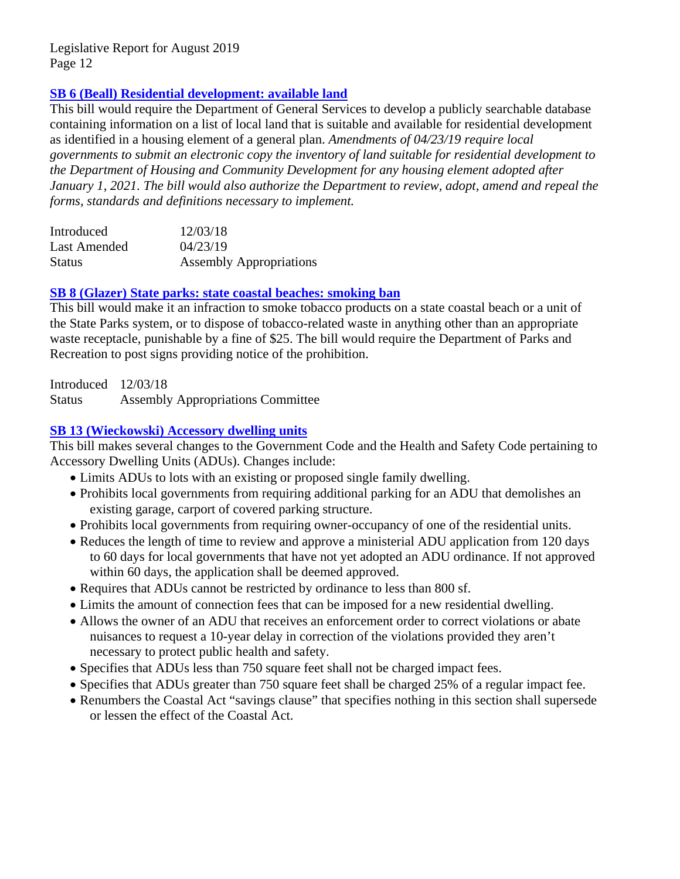### [SB 6 (Beall) Residential development: available land]

This bill would require the Department of General Services to develop a publicly searchable database containing information on a list of local land that is suitable and available for residential development as identified in a housing element of a general plan. *Amendments of 04/23/19 require local governments to submit an electronic copy the inventory of land suitable for residential development to the Department of Housing and Community Development for any housing element adopted after January 1, 2021. The bill would also authorize the Department to review, adopt, amend and repeal the forms, standards and definitions necessary to implement.*

| | |
|---|---|
| Introduced | 12/03/18 |
| Last Amended | 04/23/19 |
| Status | Assembly Appropriations |

### [SB 8 (Glazer) State parks: state coastal beaches: smoking ban]

This bill would make it an infraction to smoke tobacco products on a state coastal beach or a unit of the State Parks system, or to dispose of tobacco-related waste in anything other than an appropriate waste receptacle, punishable by a fine of $25. The bill would require the Department of Parks and Recreation to post signs providing notice of the prohibition.

| | |
|---|---|
| Introduced | 12/03/18 |
| Status | Assembly Appropriations Committee |

### [SB 13 (Wieckowski) Accessory dwelling units]

This bill makes several changes to the Government Code and the Health and Safety Code pertaining to Accessory Dwelling Units (ADUs). Changes include:

- Limits ADUs to lots with an existing or proposed single family dwelling.
- Prohibits local governments from requiring additional parking for an ADU that demolishes an existing garage, carport of covered parking structure.
- Prohibits local governments from requiring owner-occupancy of one of the residential units.
- Reduces the length of time to review and approve a ministerial ADU application from 120 days to 60 days for local governments that have not yet adopted an ADU ordinance. If not approved within 60 days, the application shall be deemed approved.
- Requires that ADUs cannot be restricted by ordinance to less than 800 sf.
- Limits the amount of connection fees that can be imposed for a new residential dwelling.
- Allows the owner of an ADU that receives an enforcement order to correct violations or abate nuisances to request a 10-year delay in correction of the violations provided they aren't necessary to protect public health and safety.
- Specifies that ADUs less than 750 square feet shall not be charged impact fees.
- Specifies that ADUs greater than 750 square feet shall be charged 25% of a regular impact fee.
- Renumbers the Coastal Act "savings clause" that specifies nothing in this section shall supersede or lessen the effect of the Coastal Act.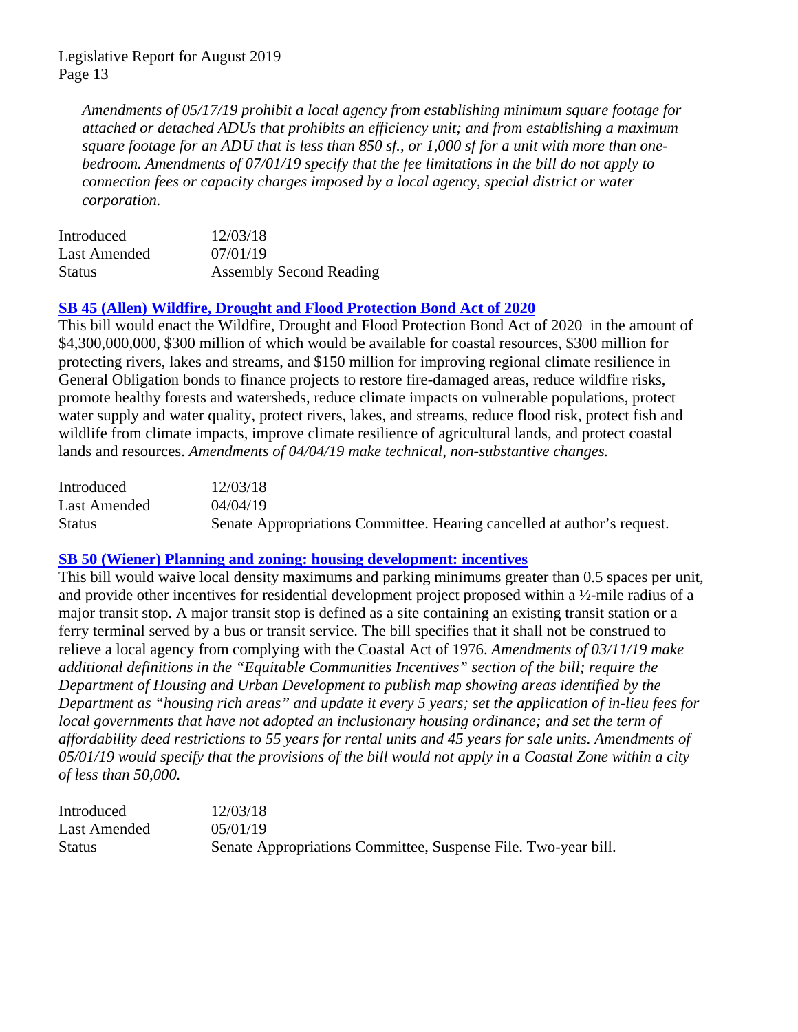*Amendments of 05/17/19 prohibit a local agency from establishing minimum square footage for attached or detached ADUs that prohibits an efficiency unit; and from establishing a maximum square footage for an ADU that is less than 850 sf., or 1,000 sf for a unit with more than one-bedroom. Amendments of 07/01/19 specify that the fee limitations in the bill do not apply to connection fees or capacity charges imposed by a local agency, special district or water corporation.*

| | |
|---|---|
| Introduced | 12/03/18 |
| Last Amended | 07/01/19 |
| Status | Assembly Second Reading |

### SB 45 (Allen) Wildfire, Drought and Flood Protection Bond Act of 2020

This bill would enact the Wildfire, Drought and Flood Protection Bond Act of 2020 in the amount of $4,300,000,000, $300 million of which would be available for coastal resources, $300 million for protecting rivers, lakes and streams, and $150 million for improving regional climate resilience in General Obligation bonds to finance projects to restore fire-damaged areas, reduce wildfire risks, promote healthy forests and watersheds, reduce climate impacts on vulnerable populations, protect water supply and water quality, protect rivers, lakes, and streams, reduce flood risk, protect fish and wildlife from climate impacts, improve climate resilience of agricultural lands, and protect coastal lands and resources. *Amendments of 04/04/19 make technical, non-substantive changes.*

| | |
|---|---|
| Introduced | 12/03/18 |
| Last Amended | 04/04/19 |
| Status | Senate Appropriations Committee. Hearing cancelled at author's request. |

### SB 50 (Wiener) Planning and zoning: housing development: incentives

This bill would waive local density maximums and parking minimums greater than 0.5 spaces per unit, and provide other incentives for residential development project proposed within a ½-mile radius of a major transit stop. A major transit stop is defined as a site containing an existing transit station or a ferry terminal served by a bus or transit service. The bill specifies that it shall not be construed to relieve a local agency from complying with the Coastal Act of 1976. *Amendments of 03/11/19 make additional definitions in the "Equitable Communities Incentives" section of the bill; require the Department of Housing and Urban Development to publish map showing areas identified by the Department as "housing rich areas" and update it every 5 years; set the application of in-lieu fees for local governments that have not adopted an inclusionary housing ordinance; and set the term of affordability deed restrictions to 55 years for rental units and 45 years for sale units. Amendments of 05/01/19 would specify that the provisions of the bill would not apply in a Coastal Zone within a city of less than 50,000.*

| | |
|---|---|
| Introduced | 12/03/18 |
| Last Amended | 05/01/19 |
| Status | Senate Appropriations Committee, Suspense File. Two-year bill. |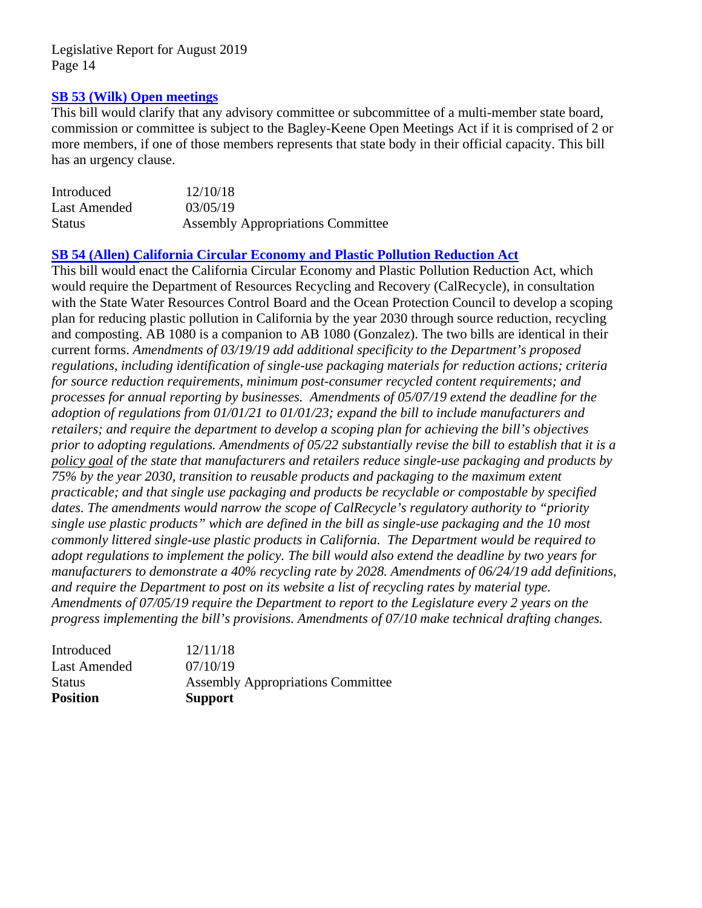### SB 53 (Wilk) Open meetings

This bill would clarify that any advisory committee or subcommittee of a multi-member state board, commission or committee is subject to the Bagley-Keene Open Meetings Act if it is comprised of 2 or more members, if one of those members represents that state body in their official capacity. This bill has an urgency clause.

| | |
|---|---|
| Introduced | 12/10/18 |
| Last Amended | 03/05/19 |
| Status | Assembly Appropriations Committee |

### SB 54 (Allen) California Circular Economy and Plastic Pollution Reduction Act

This bill would enact the California Circular Economy and Plastic Pollution Reduction Act, which would require the Department of Resources Recycling and Recovery (CalRecycle), in consultation with the State Water Resources Control Board and the Ocean Protection Council to develop a scoping plan for reducing plastic pollution in California by the year 2030 through source reduction, recycling and composting. AB 1080 is a companion to AB 1080 (Gonzalez). The two bills are identical in their current forms. *Amendments of 03/19/19 add additional specificity to the Department's proposed regulations, including identification of single-use packaging materials for reduction actions; criteria for source reduction requirements, minimum post-consumer recycled content requirements; and processes for annual reporting by businesses. Amendments of 05/07/19 extend the deadline for the adoption of regulations from 01/01/21 to 01/01/23; expand the bill to include manufacturers and retailers; and require the department to develop a scoping plan for achieving the bill's objectives prior to adopting regulations. Amendments of 05/22 substantially revise the bill to establish that it is a policy goal of the state that manufacturers and retailers reduce single-use packaging and products by 75% by the year 2030, transition to reusable products and packaging to the maximum extent practicable; and that single use packaging and products be recyclable or compostable by specified dates. The amendments would narrow the scope of CalRecycle's regulatory authority to "priority single use plastic products" which are defined in the bill as single-use packaging and the 10 most commonly littered single-use plastic products in California. The Department would be required to adopt regulations to implement the policy. The bill would also extend the deadline by two years for manufacturers to demonstrate a 40% recycling rate by 2028. Amendments of 06/24/19 add definitions, and require the Department to post on its website a list of recycling rates by material type. Amendments of 07/05/19 require the Department to report to the Legislature every 2 years on the progress implementing the bill's provisions. Amendments of 07/10 make technical drafting changes.*

| | |
|---|---|
| Introduced | 12/11/18 |
| Last Amended | 07/10/19 |
| Status | Assembly Appropriations Committee |
| **Position** | **Support** |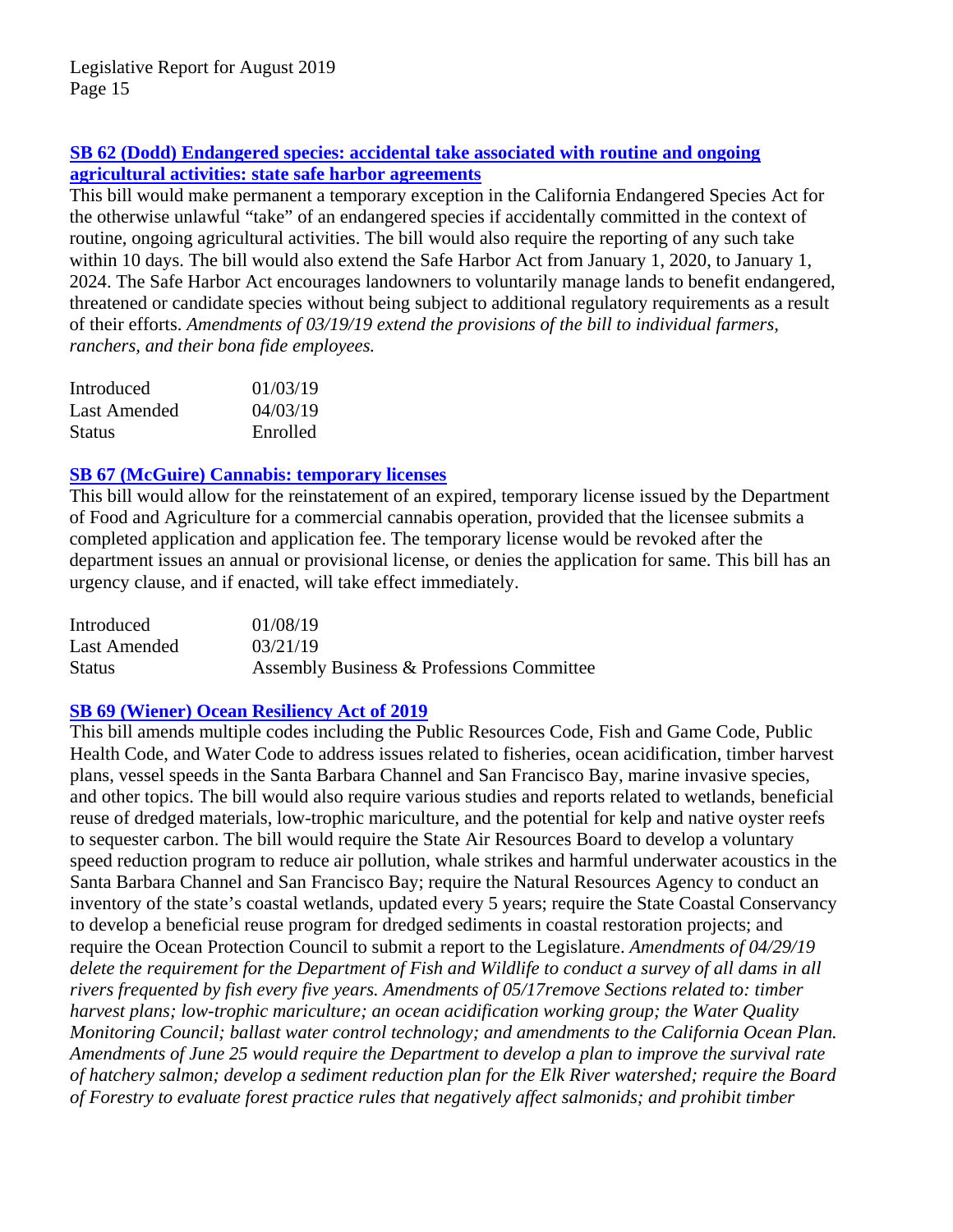### SB 62 (Dodd) Endangered species: accidental take associated with routine and ongoing agricultural activities: state safe harbor agreements

This bill would make permanent a temporary exception in the California Endangered Species Act for the otherwise unlawful "take" of an endangered species if accidentally committed in the context of routine, ongoing agricultural activities. The bill would also require the reporting of any such take within 10 days. The bill would also extend the Safe Harbor Act from January 1, 2020, to January 1, 2024. The Safe Harbor Act encourages landowners to voluntarily manage lands to benefit endangered, threatened or candidate species without being subject to additional regulatory requirements as a result of their efforts. *Amendments of 03/19/19 extend the provisions of the bill to individual farmers, ranchers, and their bona fide employees.*

| | |
|---|---|
| Introduced | 01/03/19 |
| Last Amended | 04/03/19 |
| Status | Enrolled |

### SB 67 (McGuire) Cannabis: temporary licenses

This bill would allow for the reinstatement of an expired, temporary license issued by the Department of Food and Agriculture for a commercial cannabis operation, provided that the licensee submits a completed application and application fee. The temporary license would be revoked after the department issues an annual or provisional license, or denies the application for same. This bill has an urgency clause, and if enacted, will take effect immediately.

| | |
|---|---|
| Introduced | 01/08/19 |
| Last Amended | 03/21/19 |
| Status | Assembly Business & Professions Committee |

### SB 69 (Wiener) Ocean Resiliency Act of 2019

This bill amends multiple codes including the Public Resources Code, Fish and Game Code, Public Health Code, and Water Code to address issues related to fisheries, ocean acidification, timber harvest plans, vessel speeds in the Santa Barbara Channel and San Francisco Bay, marine invasive species, and other topics. The bill would also require various studies and reports related to wetlands, beneficial reuse of dredged materials, low-trophic mariculture, and the potential for kelp and native oyster reefs to sequester carbon. The bill would require the State Air Resources Board to develop a voluntary speed reduction program to reduce air pollution, whale strikes and harmful underwater acoustics in the Santa Barbara Channel and San Francisco Bay; require the Natural Resources Agency to conduct an inventory of the state's coastal wetlands, updated every 5 years; require the State Coastal Conservancy to develop a beneficial reuse program for dredged sediments in coastal restoration projects; and require the Ocean Protection Council to submit a report to the Legislature. *Amendments of 04/29/19 delete the requirement for the Department of Fish and Wildlife to conduct a survey of all dams in all rivers frequented by fish every five years. Amendments of 05/17remove Sections related to: timber harvest plans; low-trophic mariculture; an ocean acidification working group; the Water Quality Monitoring Council; ballast water control technology; and amendments to the California Ocean Plan. Amendments of June 25 would require the Department to develop a plan to improve the survival rate of hatchery salmon; develop a sediment reduction plan for the Elk River watershed; require the Board of Forestry to evaluate forest practice rules that negatively affect salmonids; and prohibit timber*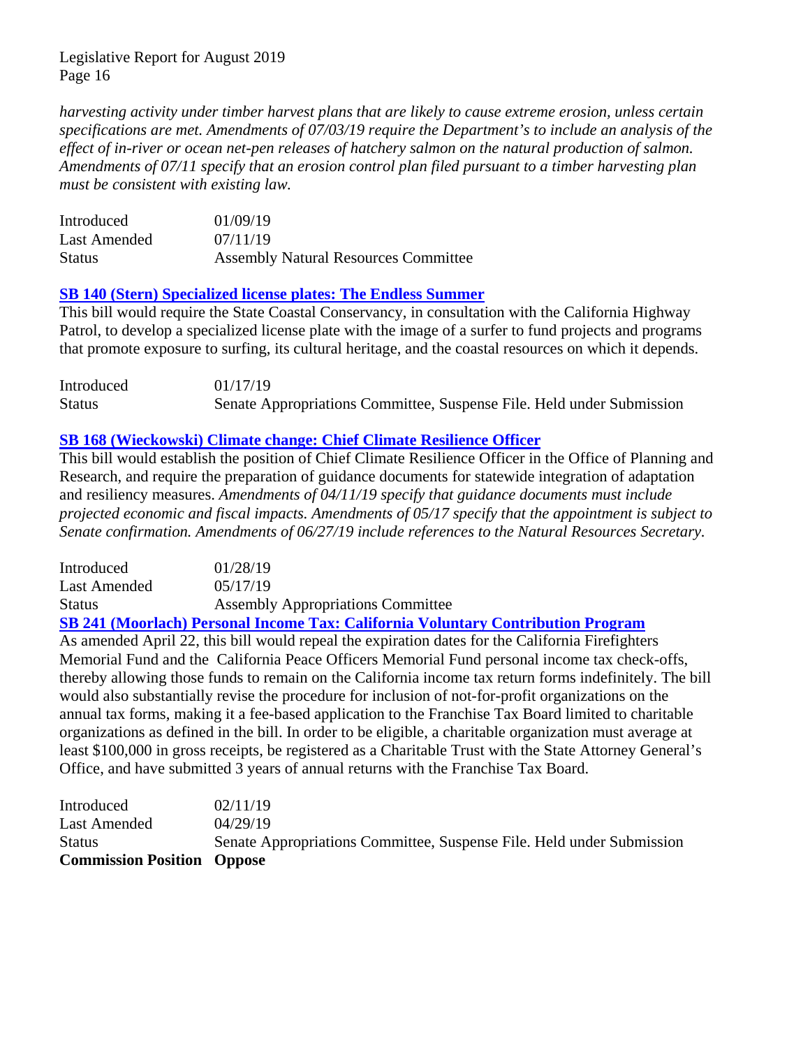*harvesting activity under timber harvest plans that are likely to cause extreme erosion, unless certain specifications are met. Amendments of 07/03/19 require the Department's to include an analysis of the effect of in-river or ocean net-pen releases of hatchery salmon on the natural production of salmon. Amendments of 07/11 specify that an erosion control plan filed pursuant to a timber harvesting plan must be consistent with existing law.*

| | |
|---|---|
| Introduced | 01/09/19 |
| Last Amended | 07/11/19 |
| Status | Assembly Natural Resources Committee |

**SB 140 (Stern) Specialized license plates: The Endless Summer**

This bill would require the State Coastal Conservancy, in consultation with the California Highway Patrol, to develop a specialized license plate with the image of a surfer to fund projects and programs that promote exposure to surfing, its cultural heritage, and the coastal resources on which it depends.

| | |
|---|---|
| Introduced | 01/17/19 |
| Status | Senate Appropriations Committee, Suspense File. Held under Submission |

**SB 168 (Wieckowski) Climate change: Chief Climate Resilience Officer**

This bill would establish the position of Chief Climate Resilience Officer in the Office of Planning and Research, and require the preparation of guidance documents for statewide integration of adaptation and resiliency measures. *Amendments of 04/11/19 specify that guidance documents must include projected economic and fiscal impacts. Amendments of 05/17 specify that the appointment is subject to Senate confirmation. Amendments of 06/27/19 include references to the Natural Resources Secretary.*

| | |
|---|---|
| Introduced | 01/28/19 |
| Last Amended | 05/17/19 |
| Status | Assembly Appropriations Committee |

**SB 241 (Moorlach) Personal Income Tax: California Voluntary Contribution Program**

As amended April 22, this bill would repeal the expiration dates for the California Firefighters Memorial Fund and the California Peace Officers Memorial Fund personal income tax check-offs, thereby allowing those funds to remain on the California income tax return forms indefinitely. The bill would also substantially revise the procedure for inclusion of not-for-profit organizations on the annual tax forms, making it a fee-based application to the Franchise Tax Board limited to charitable organizations as defined in the bill. In order to be eligible, a charitable organization must average at least $100,000 in gross receipts, be registered as a Charitable Trust with the State Attorney General's Office, and have submitted 3 years of annual returns with the Franchise Tax Board.

| | |
|---|---|
| Introduced | 02/11/19 |
| Last Amended | 04/29/19 |
| Status | Senate Appropriations Committee, Suspense File. Held under Submission |
| **Commission Position** | **Oppose** |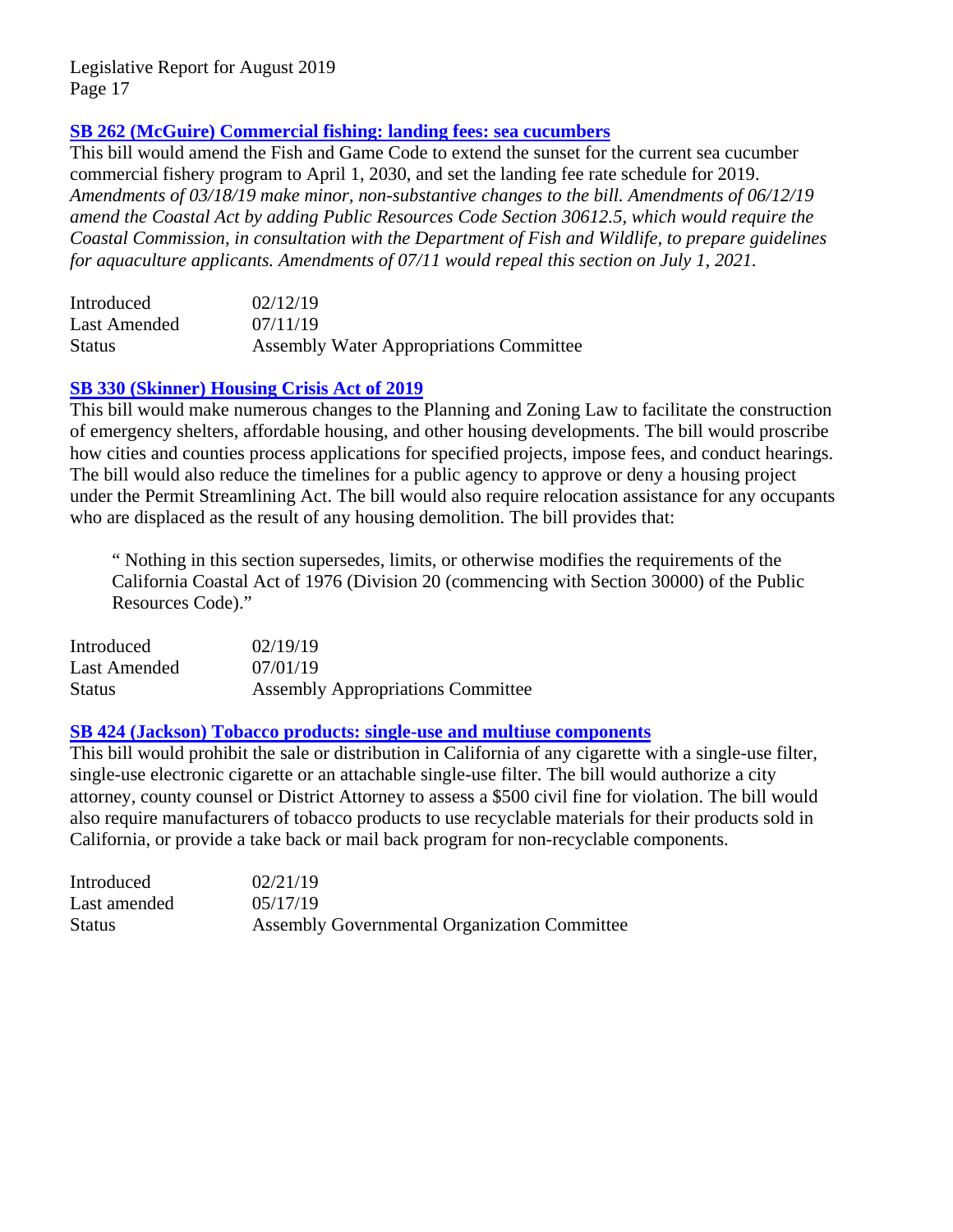### [SB 262 (McGuire) Commercial fishing: landing fees: sea cucumbers]()

This bill would amend the Fish and Game Code to extend the sunset for the current sea cucumber commercial fishery program to April 1, 2030, and set the landing fee rate schedule for 2019. *Amendments of 03/18/19 make minor, non-substantive changes to the bill. Amendments of 06/12/19 amend the Coastal Act by adding Public Resources Code Section 30612.5, which would require the Coastal Commission, in consultation with the Department of Fish and Wildlife, to prepare guidelines for aquaculture applicants. Amendments of 07/11 would repeal this section on July 1, 2021.*

| | |
|---|---|
| Introduced | 02/12/19 |
| Last Amended | 07/11/19 |
| Status | Assembly Water Appropriations Committee |

### [SB 330 (Skinner) Housing Crisis Act of 2019]()

This bill would make numerous changes to the Planning and Zoning Law to facilitate the construction of emergency shelters, affordable housing, and other housing developments. The bill would proscribe how cities and counties process applications for specified projects, impose fees, and conduct hearings. The bill would also reduce the timelines for a public agency to approve or deny a housing project under the Permit Streamlining Act. The bill would also require relocation assistance for any occupants who are displaced as the result of any housing demolition. The bill provides that:

> " Nothing in this section supersedes, limits, or otherwise modifies the requirements of the California Coastal Act of 1976 (Division 20 (commencing with Section 30000) of the Public Resources Code)."

| | |
|---|---|
| Introduced | 02/19/19 |
| Last Amended | 07/01/19 |
| Status | Assembly Appropriations Committee |

### [SB 424 (Jackson) Tobacco products: single-use and multiuse components]()

This bill would prohibit the sale or distribution in California of any cigarette with a single-use filter, single-use electronic cigarette or an attachable single-use filter. The bill would authorize a city attorney, county counsel or District Attorney to assess a $500 civil fine for violation. The bill would also require manufacturers of tobacco products to use recyclable materials for their products sold in California, or provide a take back or mail back program for non-recyclable components.

| | |
|---|---|
| Introduced | 02/21/19 |
| Last amended | 05/17/19 |
| Status | Assembly Governmental Organization Committee |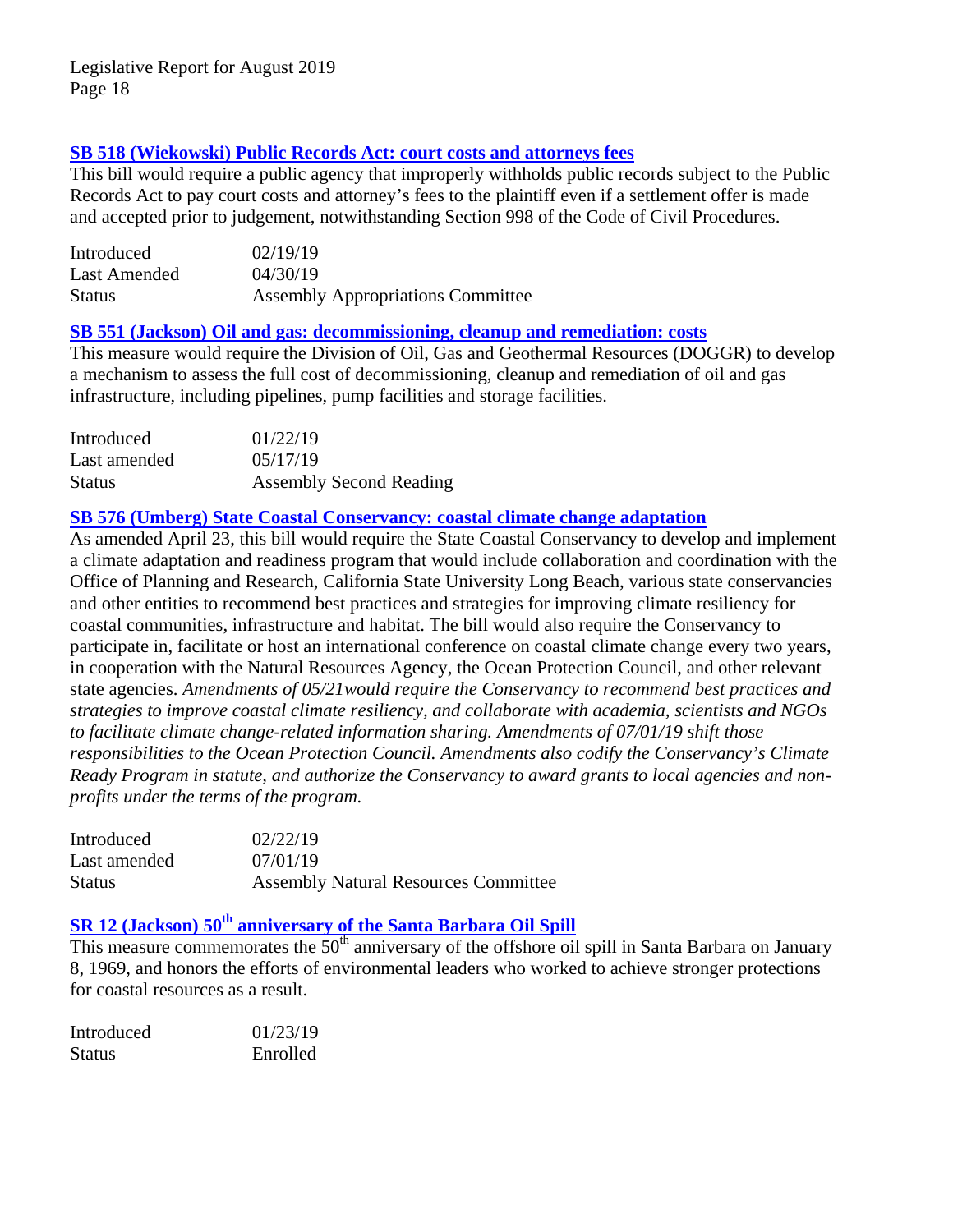### SB 518 (Wiekowski) Public Records Act: court costs and attorneys fees

This bill would require a public agency that improperly withholds public records subject to the Public Records Act to pay court costs and attorney's fees to the plaintiff even if a settlement offer is made and accepted prior to judgement, notwithstanding Section 998 of the Code of Civil Procedures.

| | |
|---|---|
| Introduced | 02/19/19 |
| Last Amended | 04/30/19 |
| Status | Assembly Appropriations Committee |

### SB 551 (Jackson) Oil and gas: decommissioning, cleanup and remediation: costs

This measure would require the Division of Oil, Gas and Geothermal Resources (DOGGR) to develop a mechanism to assess the full cost of decommissioning, cleanup and remediation of oil and gas infrastructure, including pipelines, pump facilities and storage facilities.

| | |
|---|---|
| Introduced | 01/22/19 |
| Last amended | 05/17/19 |
| Status | Assembly Second Reading |

### SB 576 (Umberg) State Coastal Conservancy: coastal climate change adaptation

As amended April 23, this bill would require the State Coastal Conservancy to develop and implement a climate adaptation and readiness program that would include collaboration and coordination with the Office of Planning and Research, California State University Long Beach, various state conservancies and other entities to recommend best practices and strategies for improving climate resiliency for coastal communities, infrastructure and habitat. The bill would also require the Conservancy to participate in, facilitate or host an international conference on coastal climate change every two years, in cooperation with the Natural Resources Agency, the Ocean Protection Council, and other relevant state agencies. *Amendments of 05/21would require the Conservancy to recommend best practices and strategies to improve coastal climate resiliency, and collaborate with academia, scientists and NGOs to facilitate climate change-related information sharing. Amendments of 07/01/19 shift those responsibilities to the Ocean Protection Council. Amendments also codify the Conservancy's Climate Ready Program in statute, and authorize the Conservancy to award grants to local agencies and non-profits under the terms of the program.*

| | |
|---|---|
| Introduced | 02/22/19 |
| Last amended | 07/01/19 |
| Status | Assembly Natural Resources Committee |

### SR 12 (Jackson) 50th anniversary of the Santa Barbara Oil Spill

This measure commemorates the 50th anniversary of the offshore oil spill in Santa Barbara on January 8, 1969, and honors the efforts of environmental leaders who worked to achieve stronger protections for coastal resources as a result.

| | |
|---|---|
| Introduced | 01/23/19 |
| Status | Enrolled |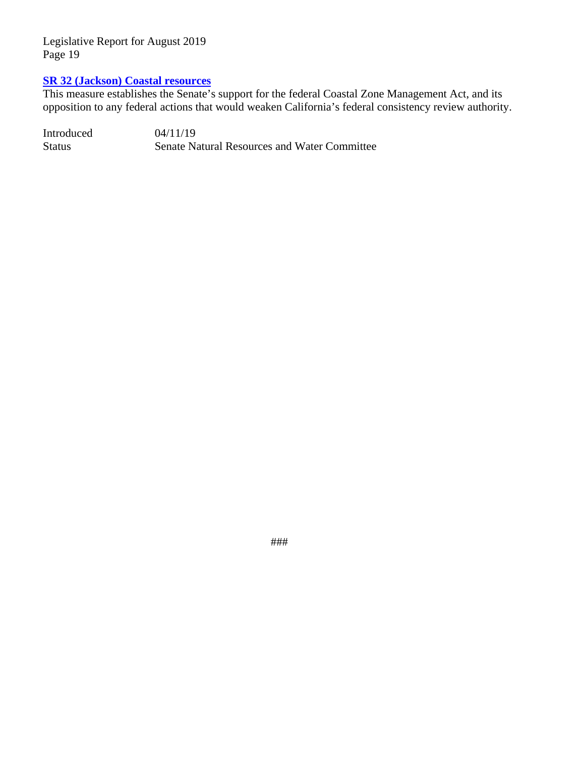**SR 32 (Jackson) Coastal resources**

This measure establishes the Senate's support for the federal Coastal Zone Management Act, and its opposition to any federal actions that would weaken California's federal consistency review authority.

| | |
|---|---|
| Introduced | 04/11/19 |
| Status | Senate Natural Resources and Water Committee |

###